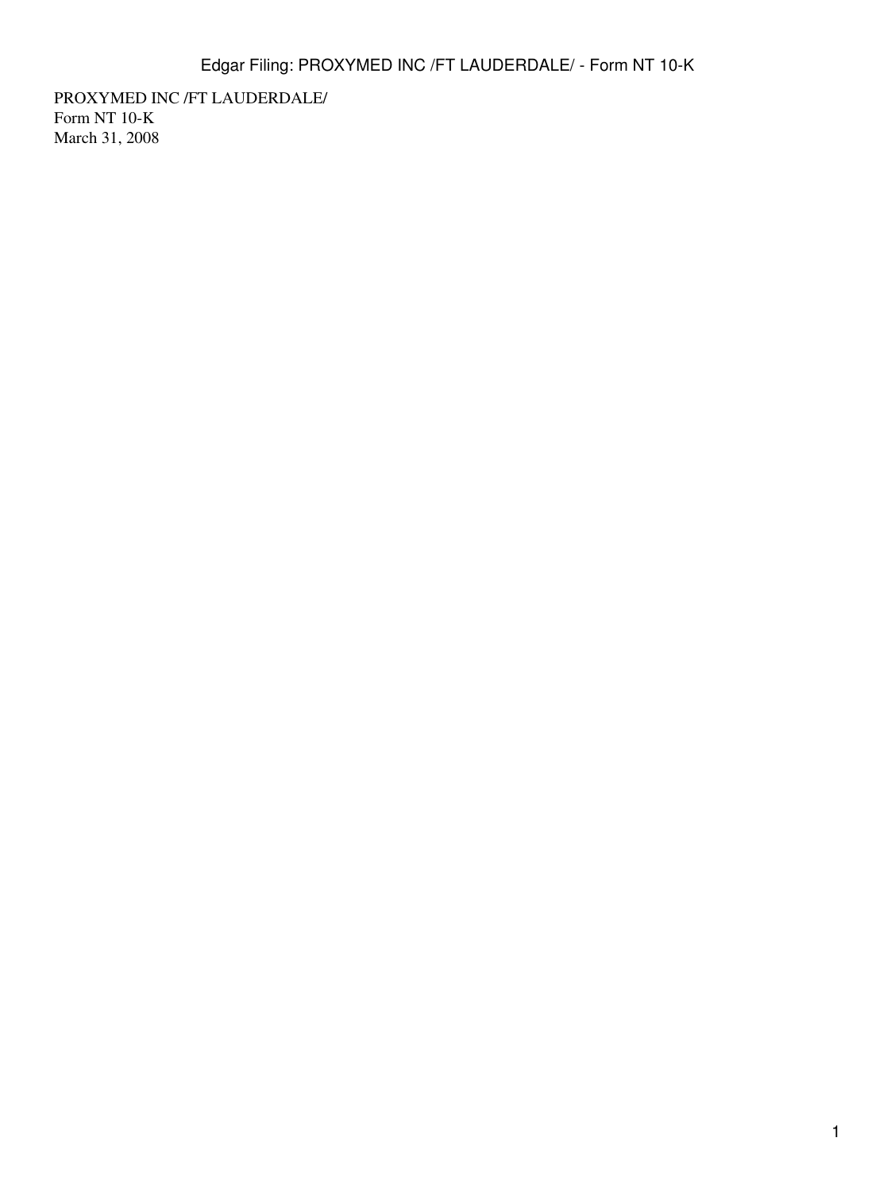PROXYMED INC /FT LAUDERDALE/
Form NT 10-K
March 31, 2008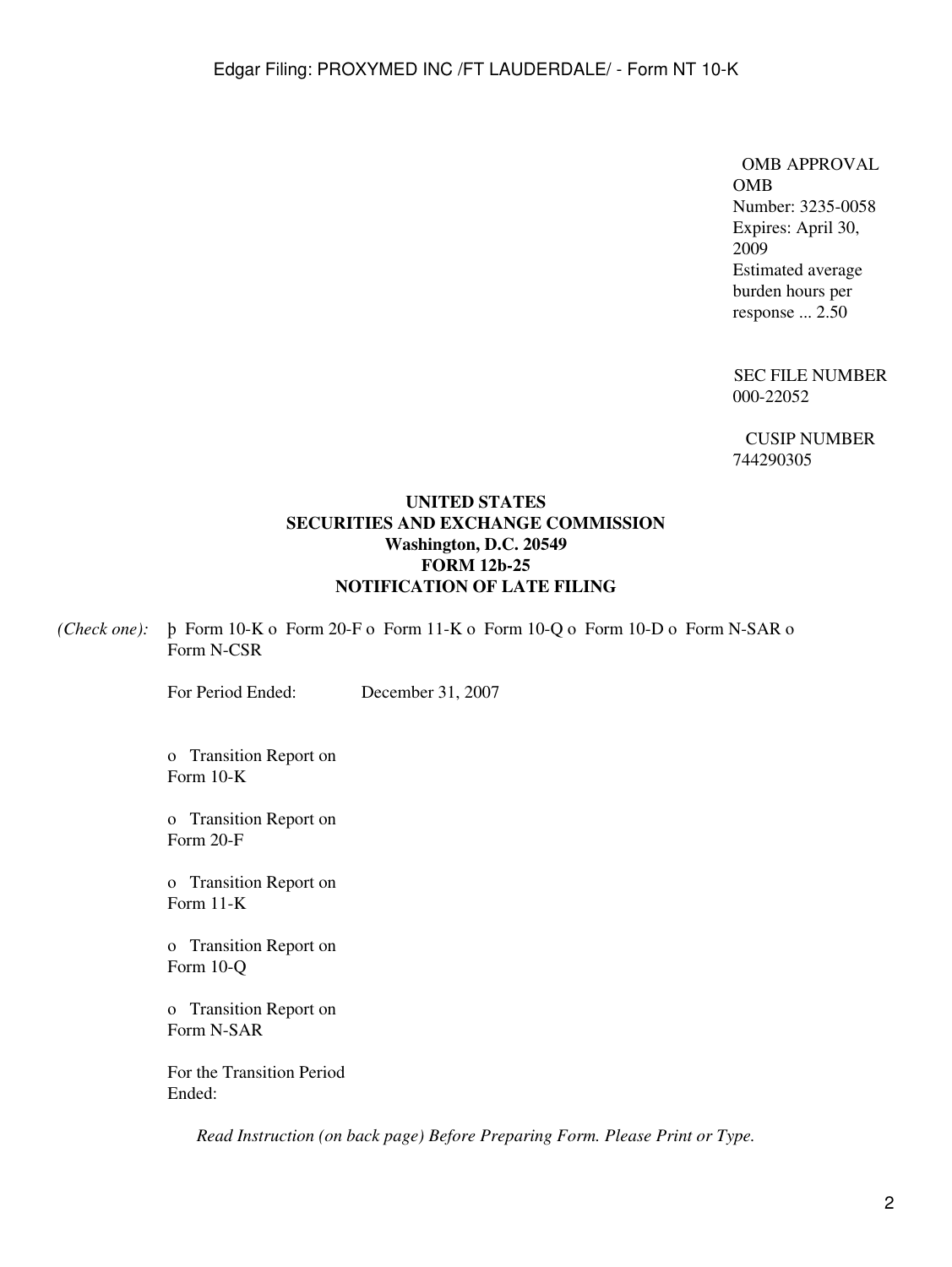OMB APPROVAL
OMB
Number: 3235-0058
Expires: April 30, 2009
Estimated average burden hours per response ... 2.50

SEC FILE NUMBER
000-22052

CUSIP NUMBER
744290305

**UNITED STATES**
**SECURITIES AND EXCHANGE COMMISSION**
**Washington, D.C. 20549**
**FORM 12b-25**
**NOTIFICATION OF LATE FILING**

*(Check one):* þ Form 10-K o Form 20-F o Form 11-K o Form 10-Q o Form 10-D o Form N-SAR o Form N-CSR

For Period Ended: December 31, 2007

o Transition Report on Form 10-K

o Transition Report on Form 20-F

o Transition Report on Form 11-K

o Transition Report on Form 10-Q

o Transition Report on Form N-SAR

For the Transition Period Ended:

*Read Instruction (on back page) Before Preparing Form. Please Print or Type.*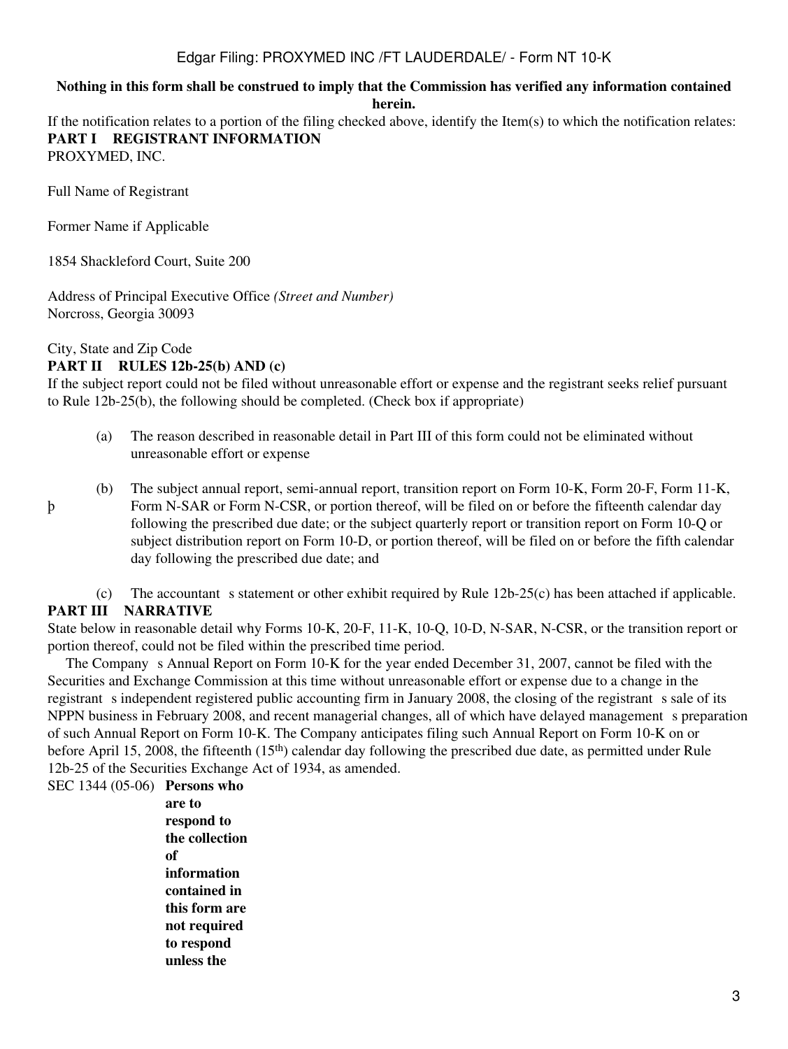**Nothing in this form shall be construed to imply that the Commission has verified any information contained herein.**

If the notification relates to a portion of the filing checked above, identify the Item(s) to which the notification relates:

## PART I REGISTRANT INFORMATION

PROXYMED, INC.

Full Name of Registrant

Former Name if Applicable

1854 Shackleford Court, Suite 200

Address of Principal Executive Office *(Street and Number)*
Norcross, Georgia 30093

City, State and Zip Code

## PART II RULES 12b-25(b) AND (c)

If the subject report could not be filed without unreasonable effort or expense and the registrant seeks relief pursuant to Rule 12b-25(b), the following should be completed. (Check box if appropriate)

þ

(a) The reason described in reasonable detail in Part III of this form could not be eliminated without unreasonable effort or expense

(b) The subject annual report, semi-annual report, transition report on Form 10-K, Form 20-F, Form 11-K, Form N-SAR or Form N-CSR, or portion thereof, will be filed on or before the fifteenth calendar day following the prescribed due date; or the subject quarterly report or transition report on Form 10-Q or subject distribution report on Form 10-D, or portion thereof, will be filed on or before the fifth calendar day following the prescribed due date; and

(c) The accountant s statement or other exhibit required by Rule 12b-25(c) has been attached if applicable.

## PART III NARRATIVE

State below in reasonable detail why Forms 10-K, 20-F, 11-K, 10-Q, 10-D, N-SAR, N-CSR, or the transition report or portion thereof, could not be filed within the prescribed time period.

The Company s Annual Report on Form 10-K for the year ended December 31, 2007, cannot be filed with the Securities and Exchange Commission at this time without unreasonable effort or expense due to a change in the registrant s independent registered public accounting firm in January 2008, the closing of the registrant s sale of its NPPN business in February 2008, and recent managerial changes, all of which have delayed management s preparation of such Annual Report on Form 10-K. The Company anticipates filing such Annual Report on Form 10-K on or before April 15, 2008, the fifteenth (15th) calendar day following the prescribed due date, as permitted under Rule 12b-25 of the Securities Exchange Act of 1934, as amended.

SEC 1344 (05-06) **Persons who are to respond to the collection of information contained in this form are not required to respond unless the**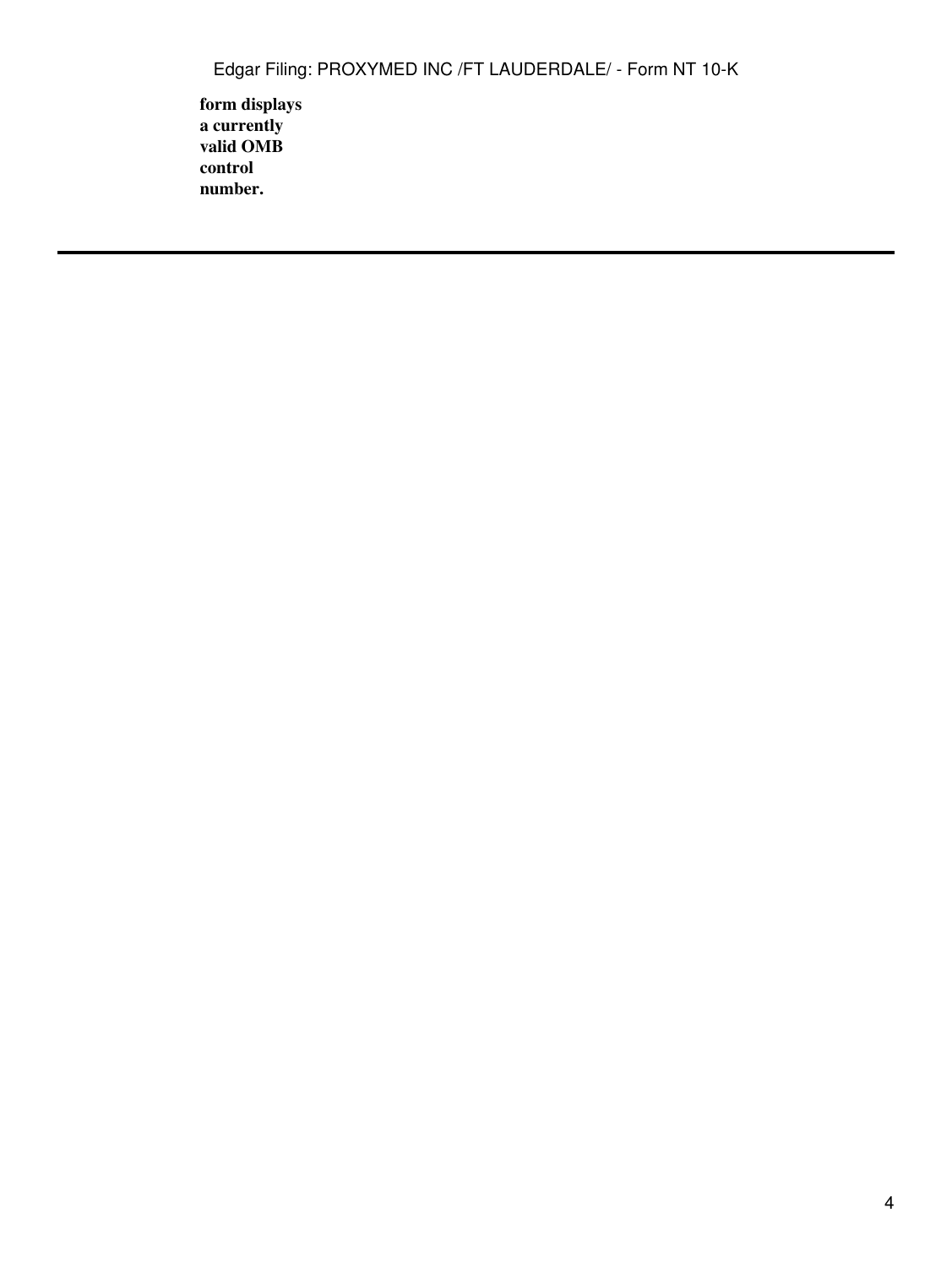**form displays a currently valid OMB control number.**

---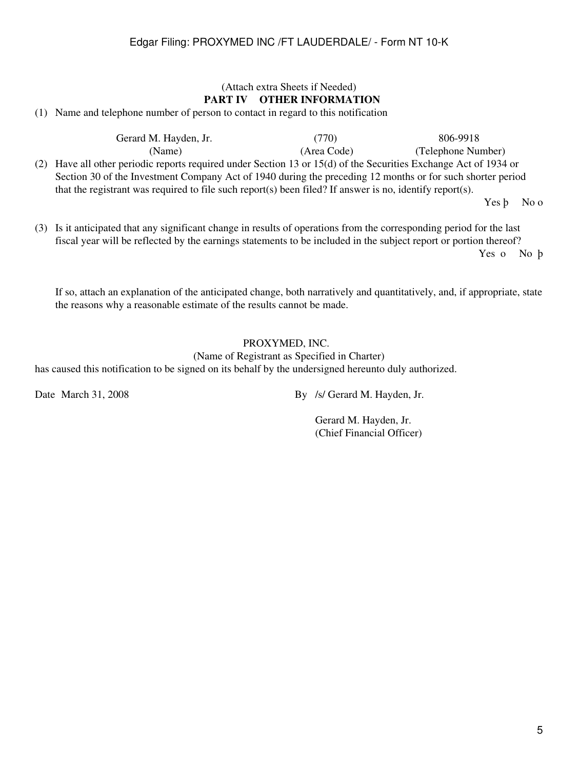(Attach extra Sheets if Needed)

**PART IV OTHER INFORMATION**

(1) Name and telephone number of person to contact in regard to this notification

| Gerard M. Hayden, Jr. | (770) | 806-9918 |
|---|---|---|
| (Name) | (Area Code) | (Telephone Number) |

(2) Have all other periodic reports required under Section 13 or 15(d) of the Securities Exchange Act of 1934 or Section 30 of the Investment Company Act of 1940 during the preceding 12 months or for such shorter period that the registrant was required to file such report(s) been filed? If answer is no, identify report(s).

Yes þ No o

(3) Is it anticipated that any significant change in results of operations from the corresponding period for the last fiscal year will be reflected by the earnings statements to be included in the subject report or portion thereof?

Yes o No þ

If so, attach an explanation of the anticipated change, both narratively and quantitatively, and, if appropriate, state the reasons why a reasonable estimate of the results cannot be made.

PROXYMED, INC.

(Name of Registrant as Specified in Charter)

has caused this notification to be signed on its behalf by the undersigned hereunto duly authorized.

Date March 31, 2008

By /s/ Gerard M. Hayden, Jr.

Gerard M. Hayden, Jr.
(Chief Financial Officer)